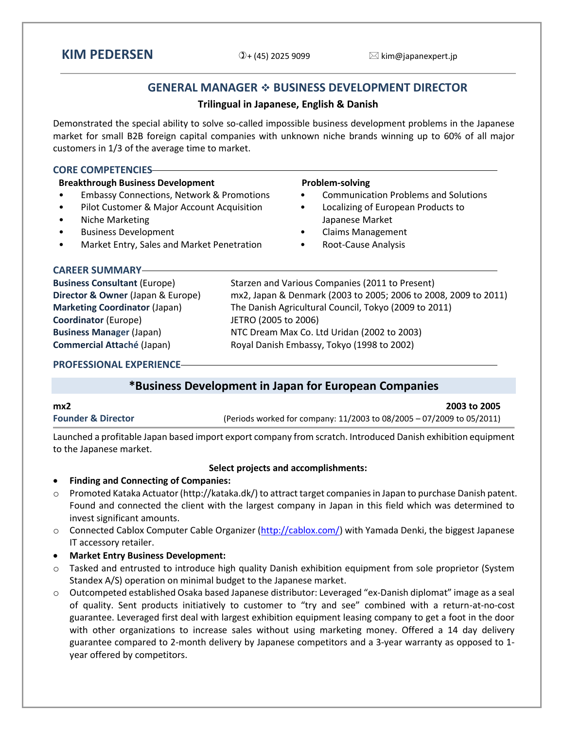# KIM PEDERSEN

+ (45) 2025 9099 ✉ kim@japanexpert.jp

## GENERAL MANAGER ❖ BUSINESS DEVELOPMENT DIRECTOR

**Trilingual in Japanese, English & Danish**

Demonstrated the special ability to solve so-called impossible business development problems in the Japanese market for small B2B foreign capital companies with unknown niche brands winning up to 60% of all major customers in 1/3 of the average time to market.

## CORE COMPETENCIES

**Breakthrough Business Development**

- Embassy Connections, Network & Promotions
- Pilot Customer & Major Account Acquisition
- Niche Marketing
- Business Development
- Market Entry, Sales and Market Penetration

**Problem-solving**

- Communication Problems and Solutions
- Localizing of European Products to Japanese Market
- Claims Management
- Root-Cause Analysis

## CAREER SUMMARY

| | |
|---|---|
| **Business Consultant** (Europe) | Starzen and Various Companies (2011 to Present) |
| **Director & Owner** (Japan & Europe) | mx2, Japan & Denmark (2003 to 2005; 2006 to 2008, 2009 to 2011) |
| **Marketing Coordinator** (Japan) | The Danish Agricultural Council, Tokyo (2009 to 2011) |
| **Coordinator** (Europe) | JETRO (2005 to 2006) |
| **Business Manager** (Japan) | NTC Dream Max Co. Ltd Uridan (2002 to 2003) |
| **Commercial Attaché** (Japan) | Royal Danish Embassy, Tokyo (1998 to 2002) |

## PROFESSIONAL EXPERIENCE

### *Business Development in Japan for European Companies

**mx2** — **2003 to 2005**

**Founder & Director** (Periods worked for company: 11/2003 to 08/2005 – 07/2009 to 05/2011)

Launched a profitable Japan based import export company from scratch. Introduced Danish exhibition equipment to the Japanese market.

**Select projects and accomplishments:**

- **Finding and Connecting of Companies:**
  - Promoted Kataka Actuator (http://kataka.dk/) to attract target companies in Japan to purchase Danish patent. Found and connected the client with the largest company in Japan in this field which was determined to invest significant amounts.
  - Connected Cablox Computer Cable Organizer (http://cablox.com/) with Yamada Denki, the biggest Japanese IT accessory retailer.
- **Market Entry Business Development:**
  - Tasked and entrusted to introduce high quality Danish exhibition equipment from sole proprietor (System Standex A/S) operation on minimal budget to the Japanese market.
  - Outcompeted established Osaka based Japanese distributor: Leveraged "ex-Danish diplomat" image as a seal of quality. Sent products initiatively to customer to "try and see" combined with a return-at-no-cost guarantee. Leveraged first deal with largest exhibition equipment leasing company to get a foot in the door with other organizations to increase sales without using marketing money. Offered a 14 day delivery guarantee compared to 2-month delivery by Japanese competitors and a 3-year warranty as opposed to 1-year offered by competitors.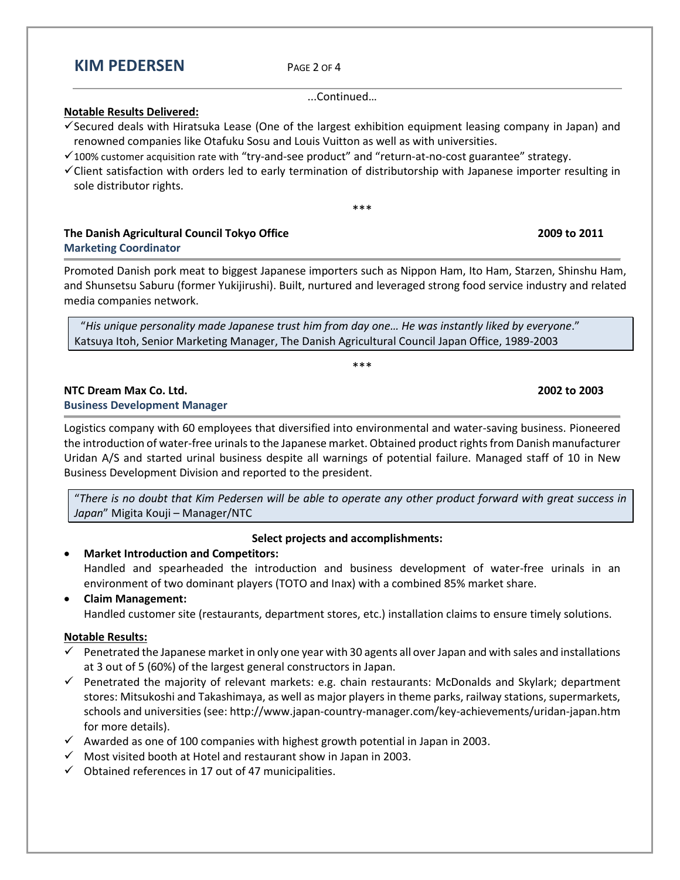...Continued…

**Notable Results Delivered:**

- ✓ Secured deals with Hiratsuka Lease (One of the largest exhibition equipment leasing company in Japan) and renowned companies like Otafuku Sosu and Louis Vuitton as well as with universities.
- ✓ 100% customer acquisition rate with "try-and-see product" and "return-at-no-cost guarantee" strategy.
- ✓ Client satisfaction with orders led to early termination of distributorship with Japanese importer resulting in sole distributor rights.

\*\*\*

**The Danish Agricultural Council Tokyo Office** **2009 to 2011**
**Marketing Coordinator**

Promoted Danish pork meat to biggest Japanese importers such as Nippon Ham, Ito Ham, Starzen, Shinshu Ham, and Shunsetsu Saburu (former Yukijirushi). Built, nurtured and leveraged strong food service industry and related media companies network.

> "*His unique personality made Japanese trust him from day one… He was instantly liked by everyone*."
> Katsuya Itoh, Senior Marketing Manager, The Danish Agricultural Council Japan Office, 1989-2003

\*\*\*

**NTC Dream Max Co. Ltd.** **2002 to 2003**
**Business Development Manager**

Logistics company with 60 employees that diversified into environmental and water-saving business. Pioneered the introduction of water-free urinals to the Japanese market. Obtained product rights from Danish manufacturer Uridan A/S and started urinal business despite all warnings of potential failure. Managed staff of 10 in New Business Development Division and reported to the president.

> "*There is no doubt that Kim Pedersen will be able to operate any other product forward with great success in Japan*" Migita Kouji – Manager/NTC

**Select projects and accomplishments:**

- **Market Introduction and Competitors:**
  Handled and spearheaded the introduction and business development of water-free urinals in an environment of two dominant players (TOTO and Inax) with a combined 85% market share.
- **Claim Management:**
  Handled customer site (restaurants, department stores, etc.) installation claims to ensure timely solutions.

**Notable Results:**

- ✓ Penetrated the Japanese market in only one year with 30 agents all over Japan and with sales and installations at 3 out of 5 (60%) of the largest general constructors in Japan.
- ✓ Penetrated the majority of relevant markets: e.g. chain restaurants: McDonalds and Skylark; department stores: Mitsukoshi and Takashimaya, as well as major players in theme parks, railway stations, supermarkets, schools and universities (see: http://www.japan-country-manager.com/key-achievements/uridan-japan.htm for more details).
- ✓ Awarded as one of 100 companies with highest growth potential in Japan in 2003.
- ✓ Most visited booth at Hotel and restaurant show in Japan in 2003.
- ✓ Obtained references in 17 out of 47 municipalities.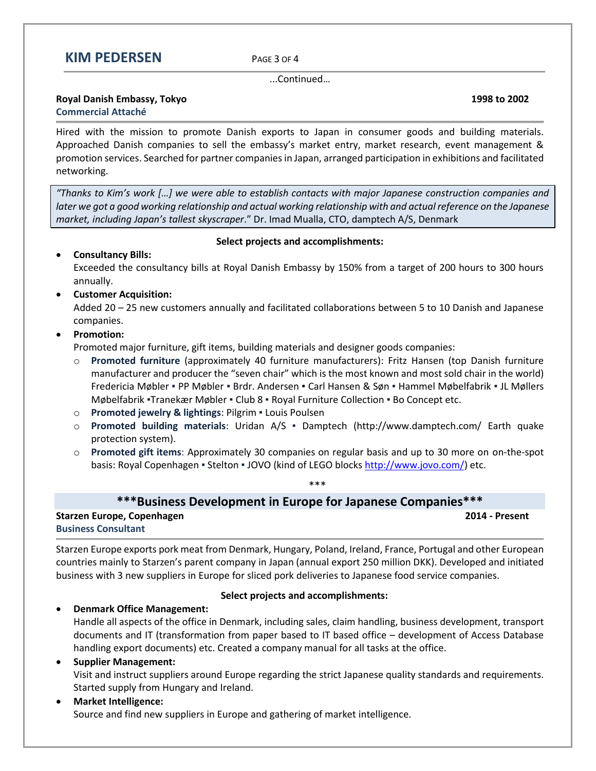...Continued…

**Royal Danish Embassy, Tokyo** **1998 to 2002**
**Commercial Attaché**

Hired with the mission to promote Danish exports to Japan in consumer goods and building materials. Approached Danish companies to sell the embassy's market entry, market research, event management & promotion services. Searched for partner companies in Japan, arranged participation in exhibitions and facilitated networking.

> *"Thanks to Kim's work […] we were able to establish contacts with major Japanese construction companies and later we got a good working relationship and actual working relationship with and actual reference on the Japanese market, including Japan's tallest skyscraper*." Dr. Imad Mualla, CTO, damptech A/S, Denmark

**Select projects and accomplishments:**

- **Consultancy Bills:**
  Exceeded the consultancy bills at Royal Danish Embassy by 150% from a target of 200 hours to 300 hours annually.
- **Customer Acquisition:**
  Added 20 – 25 new customers annually and facilitated collaborations between 5 to 10 Danish and Japanese companies.
- **Promotion:**
  Promoted major furniture, gift items, building materials and designer goods companies:
  - **Promoted furniture** (approximately 40 furniture manufacturers): Fritz Hansen (top Danish furniture manufacturer and producer the "seven chair" which is the most known and most sold chair in the world) Fredericia Møbler ▪ PP Møbler ▪ Brdr. Andersen ▪ Carl Hansen & Søn ▪ Hammel Møbelfabrik ▪ JL Møllers Møbelfabrik ▪Tranekær Møbler ▪ Club 8 ▪ Royal Furniture Collection ▪ Bo Concept etc.
  - **Promoted jewelry & lightings**: Pilgrim ▪ Louis Poulsen
  - **Promoted building materials**: Uridan A/S ▪ Damptech (http://www.damptech.com/ Earth quake protection system).
  - **Promoted gift items**: Approximately 30 companies on regular basis and up to 30 more on on-the-spot basis: Royal Copenhagen ▪ Stelton ▪ JOVO (kind of LEGO blocks http://www.jovo.com/) etc.

***

## ***Business Development in Europe for Japanese Companies***

**Starzen Europe, Copenhagen** **2014 - Present**
**Business Consultant**

Starzen Europe exports pork meat from Denmark, Hungary, Poland, Ireland, France, Portugal and other European countries mainly to Starzen's parent company in Japan (annual export 250 million DKK). Developed and initiated business with 3 new suppliers in Europe for sliced pork deliveries to Japanese food service companies.

**Select projects and accomplishments:**

- **Denmark Office Management:**
  Handle all aspects of the office in Denmark, including sales, claim handling, business development, transport documents and IT (transformation from paper based to IT based office – development of Access Database handling export documents) etc. Created a company manual for all tasks at the office.
- **Supplier Management:**
  Visit and instruct suppliers around Europe regarding the strict Japanese quality standards and requirements. Started supply from Hungary and Ireland.
- **Market Intelligence:**
  Source and find new suppliers in Europe and gathering of market intelligence.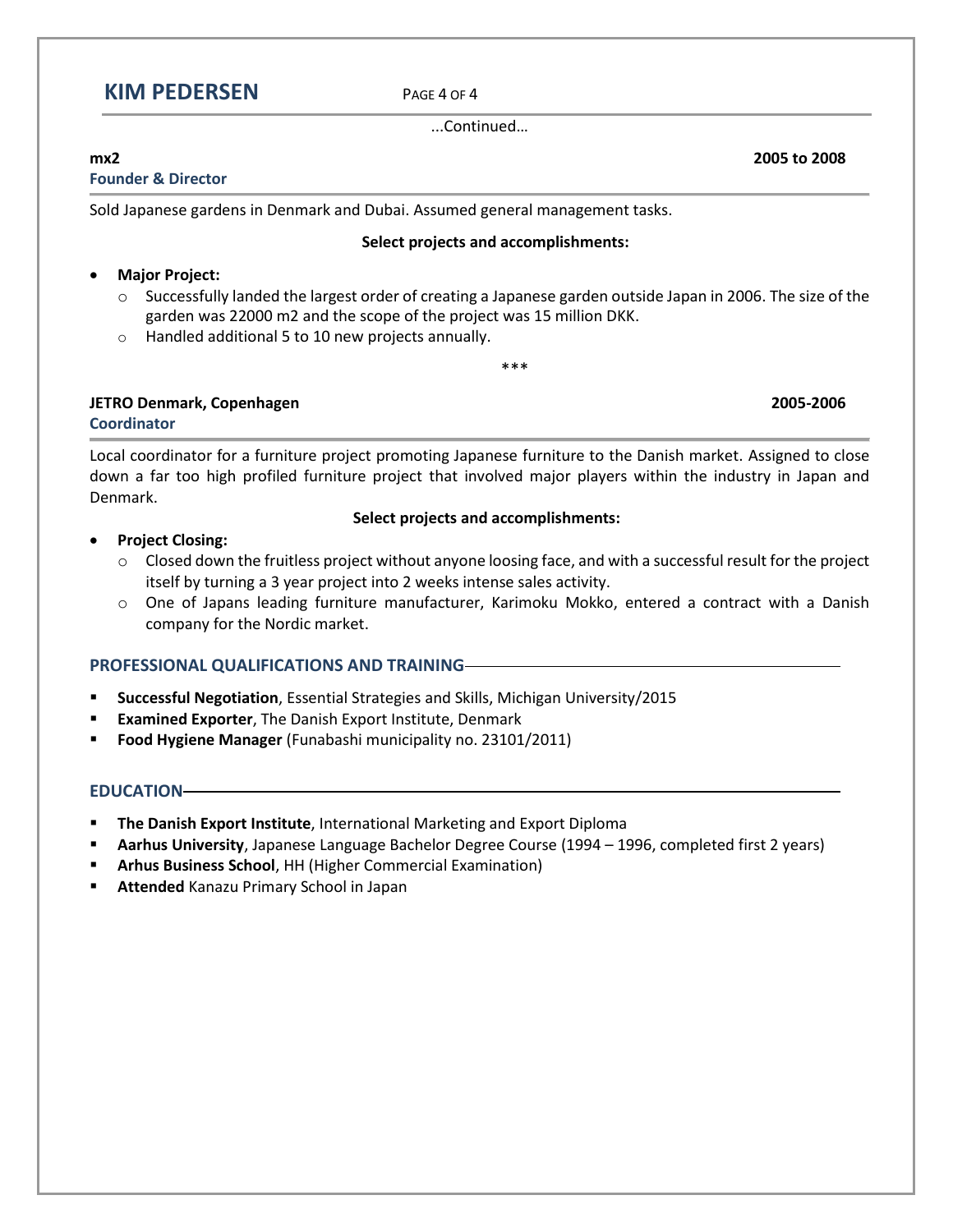...Continued…

**mx2** **2005 to 2008**
**Founder & Director**

Sold Japanese gardens in Denmark and Dubai. Assumed general management tasks.

**Select projects and accomplishments:**

- **Major Project:**
  - Successfully landed the largest order of creating a Japanese garden outside Japan in 2006. The size of the garden was 22000 m2 and the scope of the project was 15 million DKK.
  - Handled additional 5 to 10 new projects annually.

***

**JETRO Denmark, Copenhagen** **2005-2006**
**Coordinator**

Local coordinator for a furniture project promoting Japanese furniture to the Danish market. Assigned to close down a far too high profiled furniture project that involved major players within the industry in Japan and Denmark.

**Select projects and accomplishments:**

- **Project Closing:**
  - Closed down the fruitless project without anyone loosing face, and with a successful result for the project itself by turning a 3 year project into 2 weeks intense sales activity.
  - One of Japans leading furniture manufacturer, Karimoku Mokko, entered a contract with a Danish company for the Nordic market.

## PROFESSIONAL QUALIFICATIONS AND TRAINING

- **Successful Negotiation**, Essential Strategies and Skills, Michigan University/2015
- **Examined Exporter**, The Danish Export Institute, Denmark
- **Food Hygiene Manager** (Funabashi municipality no. 23101/2011)

## EDUCATION

- **The Danish Export Institute**, International Marketing and Export Diploma
- **Aarhus University**, Japanese Language Bachelor Degree Course (1994 – 1996, completed first 2 years)
- **Arhus Business School**, HH (Higher Commercial Examination)
- **Attended** Kanazu Primary School in Japan